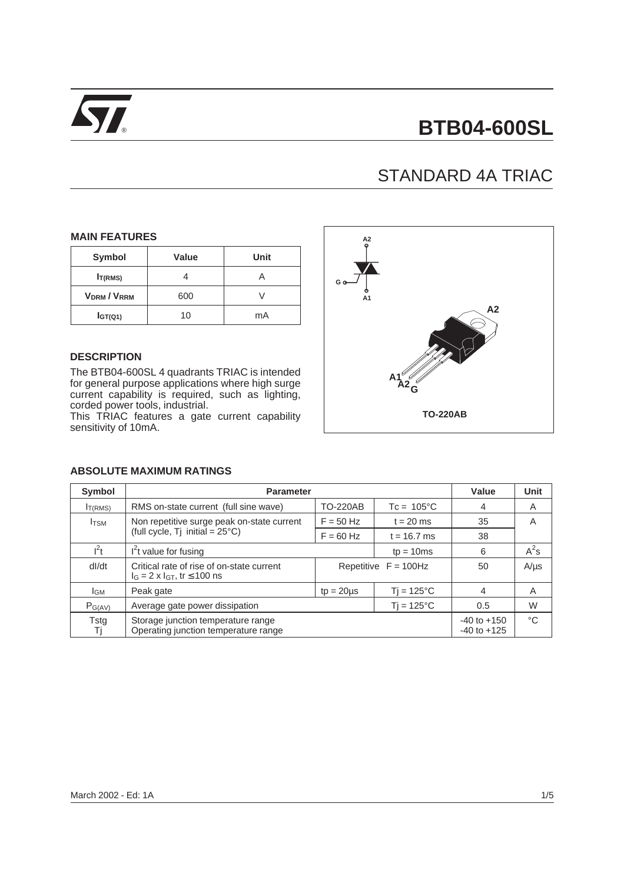# BTB04-600SL

## STANDARD 4A TRIAC

### MAIN FEATURES

| Symbol | Value | Unit |
|---|---|---|
| $I_{T(RMS)}$ | 4 | A |
| $V_{DRM}$ / $V_{RRM}$ | 600 | V |
| $I_{GT(Q1)}$ | 10 | mA |

### DESCRIPTION

The BTB04-600SL 4 quadrants TRIAC is intended for general purpose applications where high surge current capability is required, such as lighting, corded power tools, industrial.

This TRIAC features a gate current capability sensitivity of 10mA.

A2
G
A1

A2
A1 A2 G

TO-220AB

### ABSOLUTE MAXIMUM RATINGS

| Symbol | Parameter | | | Value | Unit |
|---|---|---|---|---|---|
| $I_{T(RMS)}$ | RMS on-state current (full sine wave) | TO-220AB | Tc = 105°C | 4 | A |
| $I_{TSM}$ | Non repetitive surge peak on-state current (full cycle, Tj initial = 25°C) | F = 50 Hz | t = 20 ms | 35 | A |
| | | F = 60 Hz | t = 16.7 ms | 38 | |
| $I^2t$ | $I^2t$ value for fusing | | tp = 10ms | 6 | $A^2s$ |
| dI/dt | Critical rate of rise of on-state current $I_G = 2 \times I_{GT}$, tr ≤ 100 ns | Repetitive F = 100Hz | | 50 | A/µs |
| $I_{GM}$ | Peak gate | tp = 20µs | Tj = 125°C | 4 | A |
| $P_{G(AV)}$ | Average gate power dissipation | | Tj = 125°C | 0.5 | W |
| Tstg<br>Tj | Storage junction temperature range<br>Operating junction temperature range | | | -40 to +150<br>-40 to +125 | °C |

March 2002 - Ed: 1A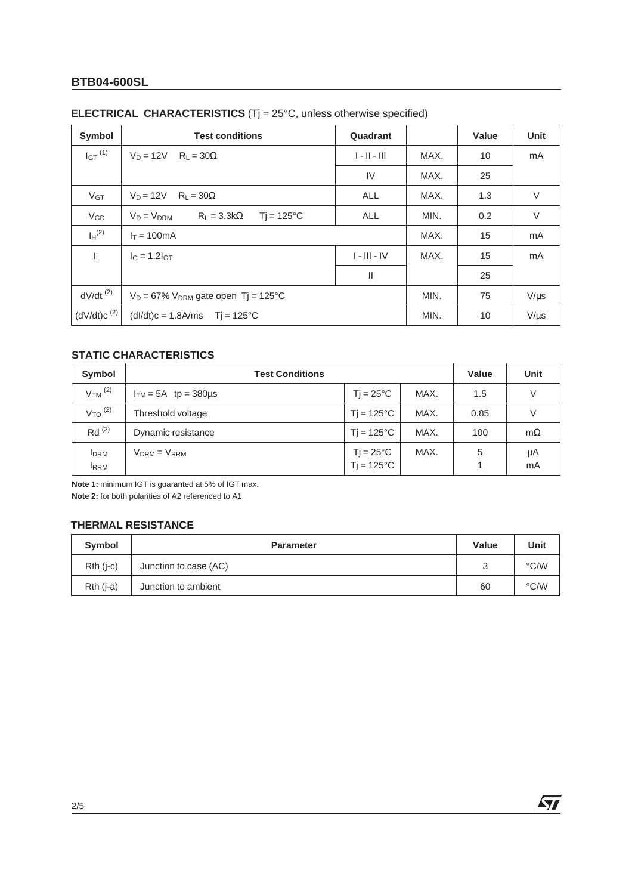## ELECTRICAL CHARACTERISTICS (Tj = 25°C, unless otherwise specified)

| Symbol | Test conditions | Quadrant | | Value | Unit |
|---|---|---|---|---|---|
| $I_{GT}$ (1) | $V_D = 12V$ $R_L = 30\Omega$ | I - II - III | MAX. | 10 | mA |
| | | IV | MAX. | 25 | |
| $V_{GT}$ | $V_D = 12V$ $R_L = 30\Omega$ | ALL | MAX. | 1.3 | V |
| $V_{GD}$ | $V_D = V_{DRM}$ $R_L = 3.3k\Omega$ $Tj = 125°C$ | ALL | MIN. | 0.2 | V |
| $I_H$ (2) | $I_T = 100mA$ | | MAX. | 15 | mA |
| $I_L$ | $I_G = 1.2I_{GT}$ | I - III - IV | MAX. | 15 | mA |
| | | II | | 25 | |
| dV/dt (2) | $V_D = 67\%$ $V_{DRM}$ gate open Tj = 125°C | | MIN. | 75 | V/µs |
| (dV/dt)c (2) | (dI/dt)c = 1.8A/ms Tj = 125°C | | MIN. | 10 | V/µs |

### STATIC CHARACTERISTICS

| Symbol | Test Conditions | | | Value | Unit |
|---|---|---|---|---|---|
| $V_{TM}$ (2) | $I_{TM} = 5A$ tp = 380µs | Tj = 25°C | MAX. | 1.5 | V |
| $V_{TO}$ (2) | Threshold voltage | Tj = 125°C | MAX. | 0.85 | V |
| Rd (2) | Dynamic resistance | Tj = 125°C | MAX. | 100 | mΩ |
| $I_{DRM}$ $I_{RRM}$ | $V_{DRM} = V_{RRM}$ | Tj = 25°C Tj = 125°C | MAX. | 5 1 | µA mA |

**Note 1:** minimum IGT is guaranted at 5% of IGT max.

**Note 2:** for both polarities of A2 referenced to A1.

### THERMAL RESISTANCE

| Symbol | Parameter | Value | Unit |
|---|---|---|---|
| Rth (j-c) | Junction to case (AC) | 3 | °C/W |
| Rth (j-a) | Junction to ambient | 60 | °C/W |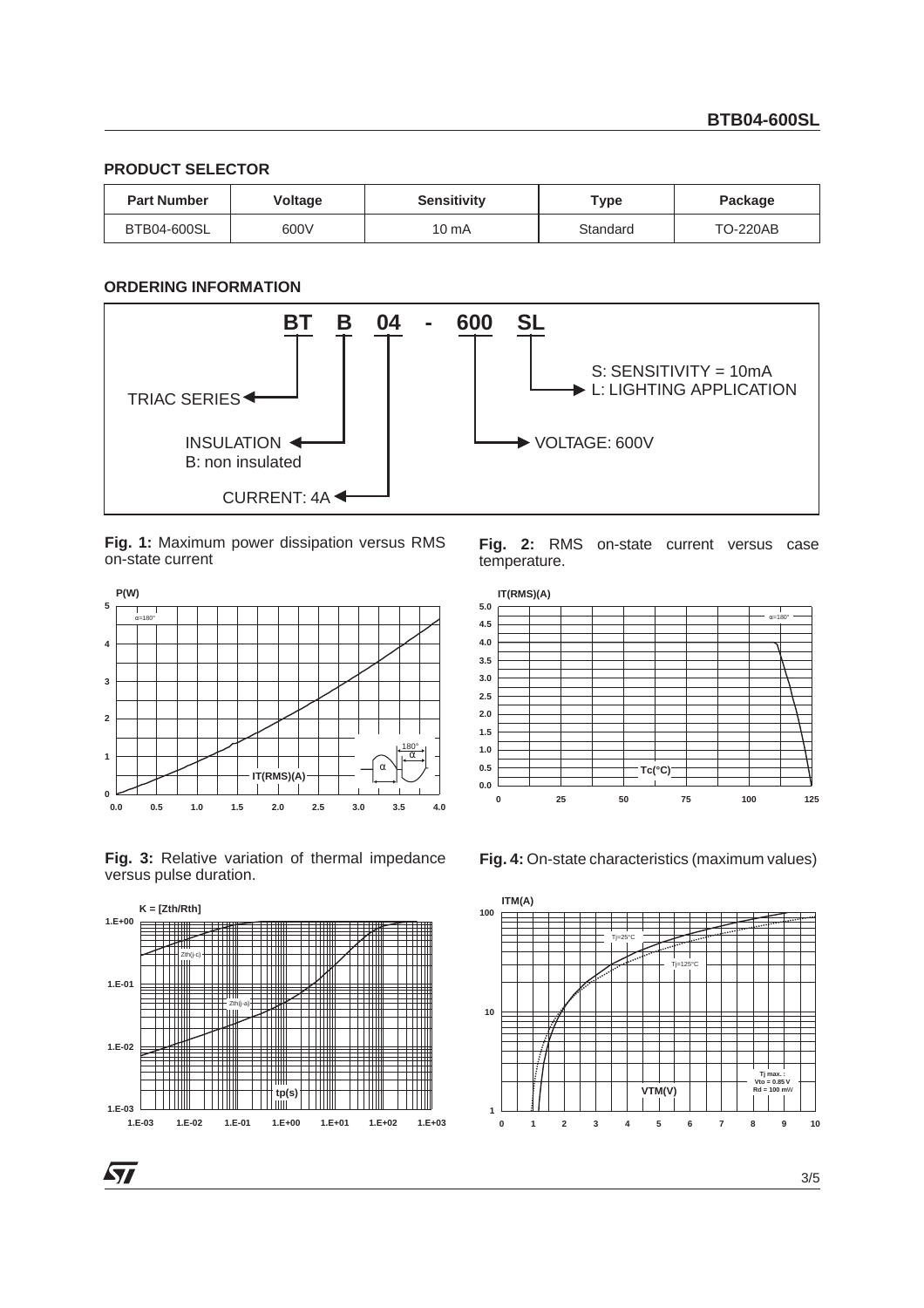## PRODUCT SELECTOR

| Part Number | Voltage | Sensitivity | Type | Package |
|---|---|---|---|---|
| BTB04-600SL | 600V | 10 mA | Standard | TO-220AB |

## ORDERING INFORMATION

BT B 04 - 600 SL

- BT: TRIAC SERIES
- B: INSULATION — B: non insulated
- 04: CURRENT: 4A
- 600: VOLTAGE: 600V
- SL: S: SENSITIVITY = 10mA, L: LIGHTING APPLICATION

**Fig. 1:** Maximum power dissipation versus RMS on-state current

**Fig. 2:** RMS on-state current versus case temperature.

**Fig. 3:** Relative variation of thermal impedance versus pulse duration.

**Fig. 4:** On-state characteristics (maximum values)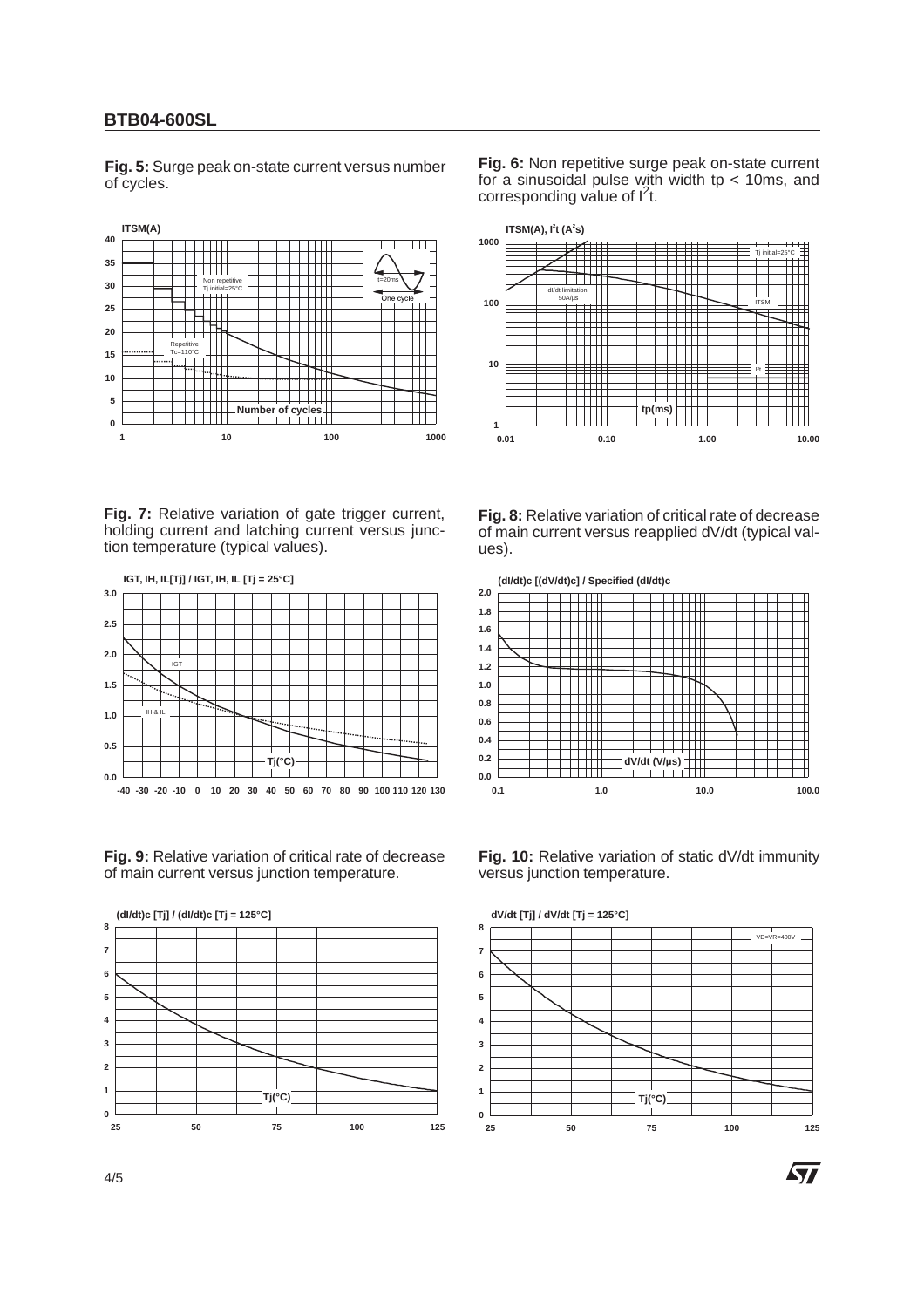**Fig. 5:** Surge peak on-state current versus number of cycles.

ITSM(A)

Non repetitive Tj initial=25°C

Repetitive Tc=110°C

t=20ms

One cycle

Number of cycles

**Fig. 6:** Non repetitive surge peak on-state current for a sinusoidal pulse with width tp < 10ms, and corresponding value of $I^2t$.

ITSM(A), $I^2t$ ($A^2s$)

Tj initial=25°C

dI/dt limitation: 50A/µs

ITSM

$I^2t$

tp(ms)

**Fig. 7:** Relative variation of gate trigger current, holding current and latching current versus junction temperature (typical values).

IGT, IH, IL[Tj] / IGT, IH, IL [Tj = 25°C]

IGT

IH & IL

Tj(°C)

**Fig. 8:** Relative variation of critical rate of decrease of main current versus reapplied dV/dt (typical values).

(dI/dt)c [(dV/dt)c] / Specified (dI/dt)c

dV/dt (V/µs)

**Fig. 9:** Relative variation of critical rate of decrease of main current versus junction temperature.

(dI/dt)c [Tj] / (dI/dt)c [Tj = 125°C]

Tj(°C)

**Fig. 10:** Relative variation of static dV/dt immunity versus junction temperature.

dV/dt [Tj] / dV/dt [Tj = 125°C]

VD=VR=400V

Tj(°C)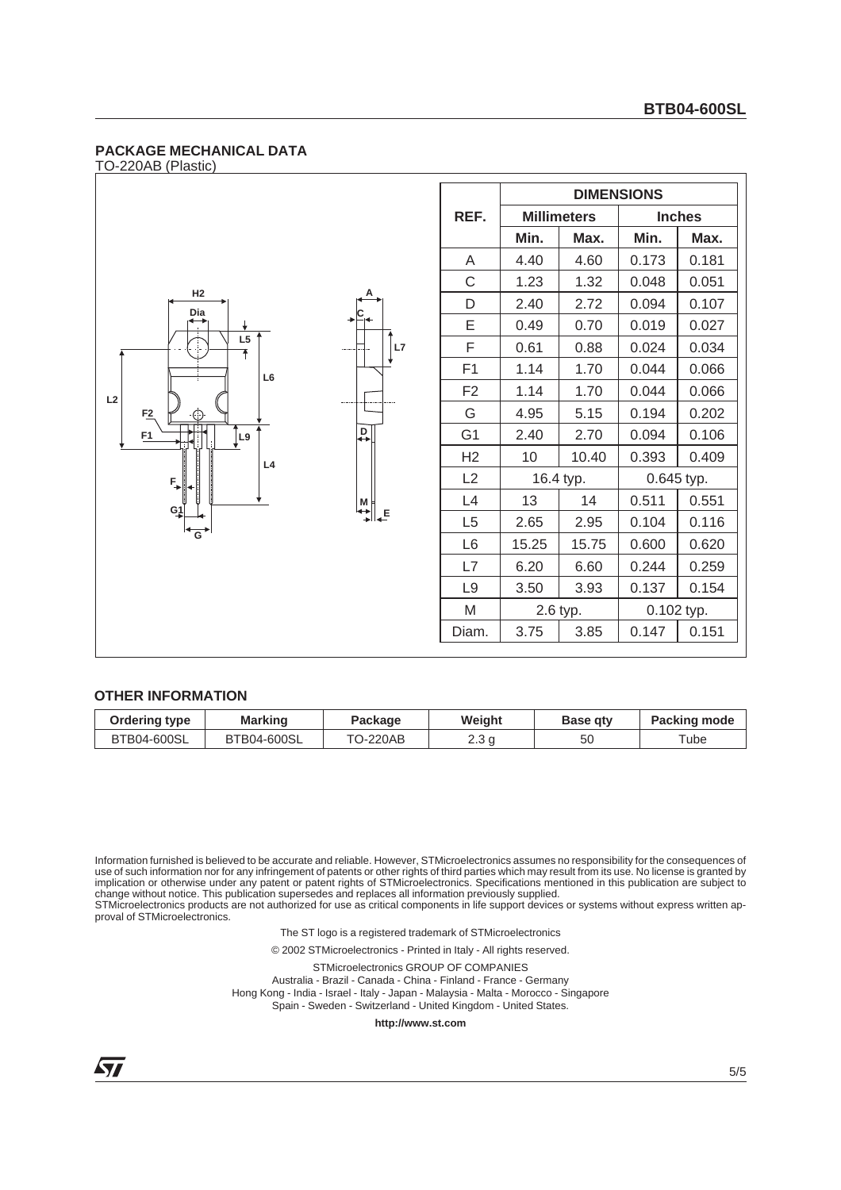## PACKAGE MECHANICAL DATA

TO-220AB (Plastic)

H2
Dia
L5
L6
L2
F2
F1
L9
L4
F
G1
G
A
C
L7
D
M
E

| REF. | DIMENSIONS | | | |
|---|---|---|---|---|
| | Millimeters | | Inches | |
| | Min. | Max. | Min. | Max. |
| A | 4.40 | 4.60 | 0.173 | 0.181 |
| C | 1.23 | 1.32 | 0.048 | 0.051 |
| D | 2.40 | 2.72 | 0.094 | 0.107 |
| E | 0.49 | 0.70 | 0.019 | 0.027 |
| F | 0.61 | 0.88 | 0.024 | 0.034 |
| F1 | 1.14 | 1.70 | 0.044 | 0.066 |
| F2 | 1.14 | 1.70 | 0.044 | 0.066 |
| G | 4.95 | 5.15 | 0.194 | 0.202 |
| G1 | 2.40 | 2.70 | 0.094 | 0.106 |
| H2 | 10 | 10.40 | 0.393 | 0.409 |
| L2 | 16.4 typ. | | 0.645 typ. | |
| L4 | 13 | 14 | 0.511 | 0.551 |
| L5 | 2.65 | 2.95 | 0.104 | 0.116 |
| L6 | 15.25 | 15.75 | 0.600 | 0.620 |
| L7 | 6.20 | 6.60 | 0.244 | 0.259 |
| L9 | 3.50 | 3.93 | 0.137 | 0.154 |
| M | 2.6 typ. | | 0.102 typ. | |
| Diam. | 3.75 | 3.85 | 0.147 | 0.151 |

## OTHER INFORMATION

| Ordering type | Marking | Package | Weight | Base qty | Packing mode |
|---|---|---|---|---|---|
| BTB04-600SL | BTB04-600SL | TO-220AB | 2.3 g | 50 | Tube |

Information furnished is believed to be accurate and reliable. However, STMicroelectronics assumes no responsibility for the consequences of use of such information nor for any infringement of patents or other rights of third parties which may result from its use. No license is granted by implication or otherwise under any patent or patent rights of STMicroelectronics. Specifications mentioned in this publication are subject to change without notice. This publication supersedes and replaces all information previously supplied.
STMicroelectronics products are not authorized for use as critical components in life support devices or systems without express written approval of STMicroelectronics.

The ST logo is a registered trademark of STMicroelectronics

© 2002 STMicroelectronics - Printed in Italy - All rights reserved.

STMicroelectronics GROUP OF COMPANIES
Australia - Brazil - Canada - China - Finland - France - Germany
Hong Kong - India - Israel - Italy - Japan - Malaysia - Malta - Morocco - Singapore
Spain - Sweden - Switzerland - United Kingdom - United States.

**http://www.st.com**